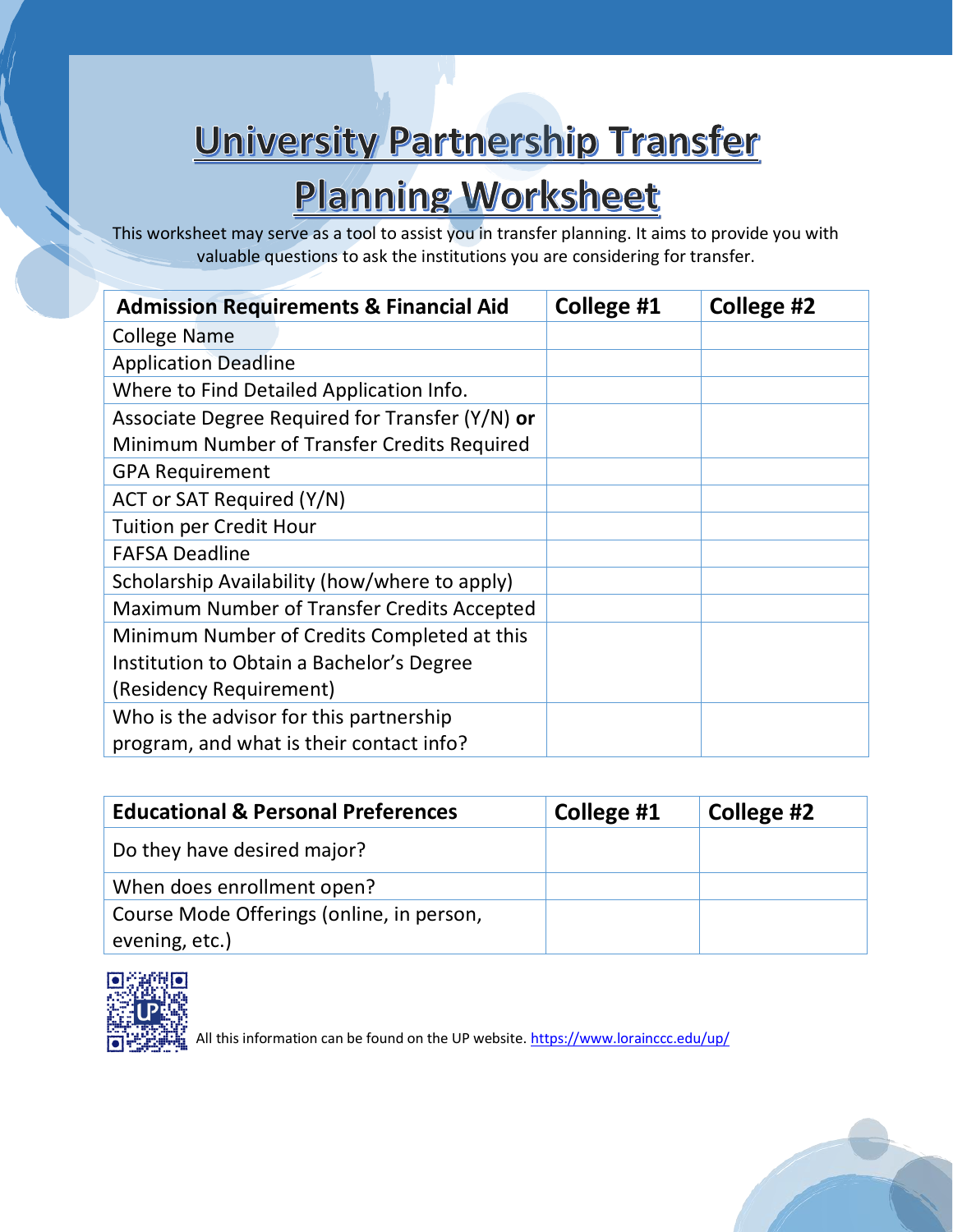# University Partnership Transfer Planning Worksheet

This worksheet may serve as a tool to assist you in transfer planning. It aims to provide you with valuable questions to ask the institutions you are considering for transfer.

| Admission Requirements & Financial Aid | College #1 | College #2 |
|---|---|---|
| College Name | | |
| Application Deadline | | |
| Where to Find Detailed Application Info. | | |
| Associate Degree Required for Transfer (Y/N) **or** Minimum Number of Transfer Credits Required | | |
| GPA Requirement | | |
| ACT or SAT Required (Y/N) | | |
| Tuition per Credit Hour | | |
| FAFSA Deadline | | |
| Scholarship Availability (how/where to apply) | | |
| Maximum Number of Transfer Credits Accepted | | |
| Minimum Number of Credits Completed at this Institution to Obtain a Bachelor's Degree (Residency Requirement) | | |
| Who is the advisor for this partnership program, and what is their contact info? | | |

| Educational & Personal Preferences | College #1 | College #2 |
|---|---|---|
| Do they have desired major? | | |
| When does enrollment open? | | |
| Course Mode Offerings (online, in person, evening, etc.) | | |

All this information can be found on the UP website. https://www.lorainccc.edu/up/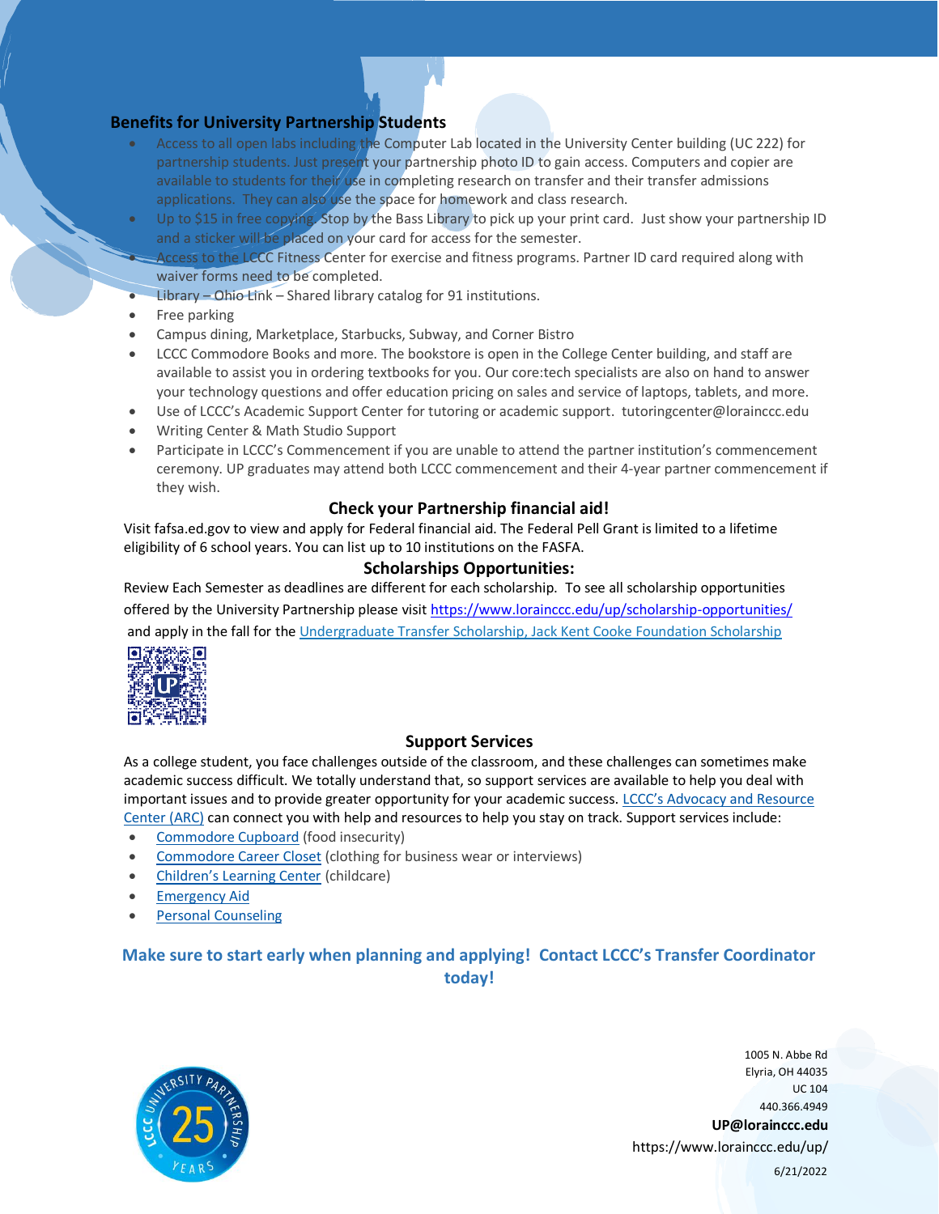## Benefits for University Partnership Students

- Access to all open labs including the Computer Lab located in the University Center building (UC 222) for partnership students. Just present your partnership photo ID to gain access. Computers and copier are available to students for their use in completing research on transfer and their transfer admissions applications. They can also use the space for homework and class research.
- Up to $15 in free copying. Stop by the Bass Library to pick up your print card. Just show your partnership ID and a sticker will be placed on your card for access for the semester.
- Access to the LCCC Fitness Center for exercise and fitness programs. Partner ID card required along with waiver forms need to be completed.
- Library – Ohio Link – Shared library catalog for 91 institutions.
- Free parking
- Campus dining, Marketplace, Starbucks, Subway, and Corner Bistro
- LCCC Commodore Books and more. The bookstore is open in the College Center building, and staff are available to assist you in ordering textbooks for you. Our core:tech specialists are also on hand to answer your technology questions and offer education pricing on sales and service of laptops, tablets, and more.
- Use of LCCC's Academic Support Center for tutoring or academic support. tutoringcenter@lorainccc.edu
- Writing Center & Math Studio Support
- Participate in LCCC's Commencement if you are unable to attend the partner institution's commencement ceremony. UP graduates may attend both LCCC commencement and their 4-year partner commencement if they wish.

### Check your Partnership financial aid!

Visit fafsa.ed.gov to view and apply for Federal financial aid. The Federal Pell Grant is limited to a lifetime eligibility of 6 school years. You can list up to 10 institutions on the FASFA.

### Scholarships Opportunities:

Review Each Semester as deadlines are different for each scholarship. To see all scholarship opportunities offered by the University Partnership please visit https://www.lorainccc.edu/up/scholarship-opportunities/ and apply in the fall for the Undergraduate Transfer Scholarship, Jack Kent Cooke Foundation Scholarship

### Support Services

As a college student, you face challenges outside of the classroom, and these challenges can sometimes make academic success difficult. We totally understand that, so support services are available to help you deal with important issues and to provide greater opportunity for your academic success. LCCC's Advocacy and Resource Center (ARC) can connect you with help and resources to help you stay on track. Support services include:

- Commodore Cupboard (food insecurity)
- Commodore Career Closet (clothing for business wear or interviews)
- Children's Learning Center (childcare)
- Emergency Aid
- Personal Counseling

**Make sure to start early when planning and applying! Contact LCCC's Transfer Coordinator today!**

LCCC University Partnership 25 Years

1005 N. Abbe Rd
Elyria, OH 44035
UC 104
440.366.4949
**UP@lorainccc.edu**
https://www.lorainccc.edu/up/
6/21/2022